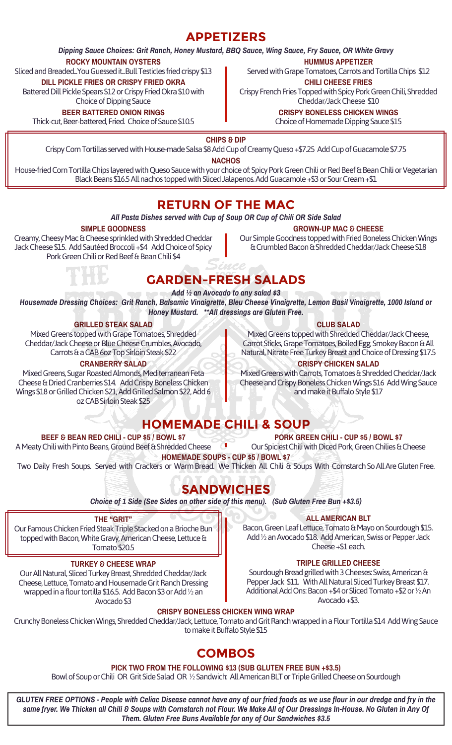# APPETIZERS

***Dipping Sauce Choices: Grit Ranch, Honey Mustard, BBQ Sauce, Wing Sauce, Fry Sauce, OR White Gravy***

**ROCKY MOUNTAIN OYSTERS**
Sliced and Breaded...You Guessed it...Bull Testicles fried crispy $13

**DILL PICKLE FRIES OR CRISPY FRIED OKRA**
Battered Dill Pickle Spears $12 or Crispy Fried Okra $10 with Choice of Dipping Sauce

**BEER BATTERED ONION RINGS**
Thick-cut, Beer-battered, Fried. Choice of Sauce $10.5

**HUMMUS APPETIZER**
Served with Grape Tomatoes, Carrots and Tortilla Chips $12

**CHILI CHEESE FRIES**
Crispy French Fries Topped with Spicy Pork Green Chili, Shredded Cheddar/Jack Cheese $10

**CRISPY BONELESS CHICKEN WINGS**
Choice of Homemade Dipping Sauce $15

**CHIPS & DIP**
Crispy Corn Tortillas served with House-made Salsa $8 Add Cup of Creamy Queso +$7.25 Add Cup of Guacamole $7.75

**NACHOS**
House-fried Corn Tortilla Chips layered with Queso Sauce with your choice of: Spicy Pork Green Chili or Red Beef & Bean Chili or Vegetarian Black Beans $16.5 All nachos topped with Sliced Jalapenos. Add Guacamole +$3 or Sour Cream +$1

# RETURN OF THE MAC

***All Pasta Dishes served with Cup of Soup OR Cup of Chili OR Side Salad***

**SIMPLE GOODNESS**
Creamy, Cheesy Mac & Cheese sprinkled with Shredded Cheddar Jack Cheese $15. Add Sautéed Broccoli +$4 Add Choice of Spicy Pork Green Chili or Red Beef & Bean Chili $4

**GROWN-UP MAC & CHEESE**
Our Simple Goodness topped with Fried Boneless Chicken Wings & Crumbled Bacon & Shredded Cheddar/Jack Cheese $18

# GARDEN-FRESH SALADS

***Add ½ an Avocado to any salad $3***

***Housemade Dressing Choices: Grit Ranch, Balsamic Vinaigrette, Bleu Cheese Vinaigrette, Lemon Basil Vinaigrette, 1000 Island or Honey Mustard. \*\*All dressings are Gluten Free.***

**GRILLED STEAK SALAD**
Mixed Greens topped with Grape Tomatoes, Shredded Cheddar/Jack Cheese or Blue Cheese Crumbles, Avocado, Carrots & a CAB 6oz Top Sirloin Steak $22

**CRANBERRY SALAD**
Mixed Greens, Sugar Roasted Almonds, Mediterranean Feta Cheese & Dried Cranberries $14. Add Crispy Boneless Chicken Wings $18 or Grilled Chicken $21, Add Grilled Salmon $22, Add 6 oz CAB Sirloin Steak $25

**CLUB SALAD**
Mixed Greens topped with Shredded Cheddar/Jack Cheese, Carrot Sticks, Grape Tomatoes, Boiled Egg, Smokey Bacon & All Natural, Nitrate Free Turkey Breast and Choice of Dressing $17.5

**CRISPY CHICKEN SALAD**
Mixed Greens with Carrots, Tomatoes & Shredded Cheddar/Jack Cheese and Crispy Boneless Chicken Wings $16 Add Wing Sauce and make it Buffalo Style $17

# HOMEMADE CHILI & SOUP

**BEEF & BEAN RED CHILI - CUP $5 / BOWL $7**
A Meaty Chili with Pinto Beans, Ground Beef & Shredded Cheese

**PORK GREEN CHILI - CUP $5 / BOWL $7**
Our Spiciest Chili with Diced Pork, Green Chilies & Cheese

**HOMEMADE SOUPS - CUP $5 / BOWL $7**
Two Daily Fresh Soups. Served with Crackers or Warm Bread. We Thicken All Chili & Soups With Cornstarch So All Are Gluten Free.

# SANDWICHES

***Choice of 1 Side (See Sides on other side of this menu). (Sub Gluten Free Bun +$3.5)***

**THE "GRIT"**
Our Famous Chicken Fried Steak Triple Stacked on a Brioche Bun topped with Bacon, White Gravy, American Cheese, Lettuce & Tomato $20.5

**TURKEY & CHEESE WRAP**
Our All Natural, Sliced Turkey Breast, Shredded Cheddar/Jack Cheese, Lettuce, Tomato and Housemade Grit Ranch Dressing wrapped in a flour tortilla $16.5. Add Bacon $3 or Add ½ an Avocado $3

**ALL AMERICAN BLT**
Bacon, Green Leaf Lettuce, Tomato & Mayo on Sourdough $15. Add ½ an Avocado $18. Add American, Swiss or Pepper Jack Cheese +$1 each.

**TRIPLE GRILLED CHEESE**
Sourdough Bread grilled with 3 Cheeses: Swiss, American & Pepper Jack $11. With All Natural Sliced Turkey Breast $17. Additional Add Ons: Bacon +$4 or Sliced Tomato +$2 or ½ An Avocado +$3.

**CRISPY BONELESS CHICKEN WING WRAP**
Crunchy Boneless Chicken Wings, Shredded Cheddar/Jack, Lettuce, Tomato and Grit Ranch wrapped in a Flour Tortilla $14 Add Wing Sauce to make it Buffalo Style $15

# COMBOS

**PICK TWO FROM THE FOLLOWING $13 (SUB GLUTEN FREE BUN +$3.5)**
Bowl of Soup or Chili OR Grit Side Salad OR ½ Sandwich: All American BLT or Triple Grilled Cheese on Sourdough

***GLUTEN FREE OPTIONS - People with Celiac Disease cannot have any of our fried foods as we use flour in our dredge and fry in the same fryer. We Thicken all Chili & Soups with Cornstarch not Flour. We Make All of Our Dressings In-House. No Gluten in Any Of Them. Gluten Free Buns Available for any of Our Sandwiches $3.5***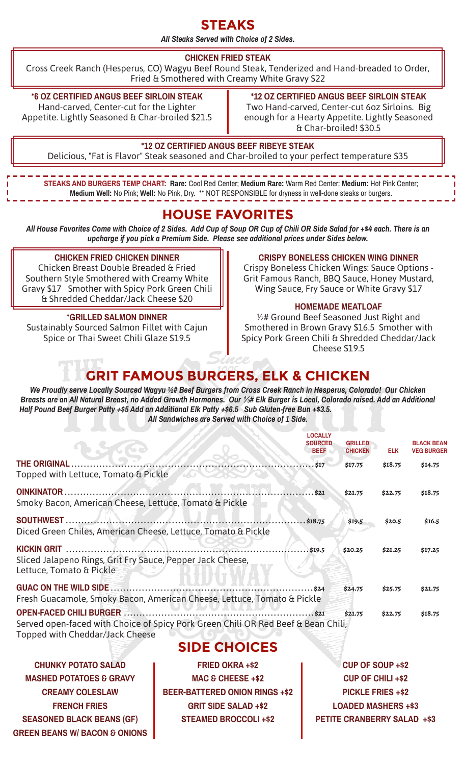# STEAKS

*All Steaks Served with Choice of 2 Sides.*

### CHICKEN FRIED STEAK

Cross Creek Ranch (Hesperus, CO) Wagyu Beef Round Steak, Tenderized and Hand-breaded to Order, Fried & Smothered with Creamy White Gravy $22

### *6 OZ CERTIFIED ANGUS BEEF SIRLOIN STEAK

Hand-carved, Center-cut for the Lighter Appetite. Lightly Seasoned & Char-broiled $21.5

### *12 OZ CERTIFIED ANGUS BEEF SIRLOIN STEAK

Two Hand-carved, Center-cut 6oz Sirloins. Big enough for a Hearty Appetite. Lightly Seasoned & Char-broiled! $30.5

### *12 OZ CERTIFIED ANGUS BEEF RIBEYE STEAK

Delicious, "Fat is Flavor" Steak seasoned and Char-broiled to your perfect temperature $35

**STEAKS AND BURGERS TEMP CHART:** **Rare:** Cool Red Center; **Medium Rare:** Warm Red Center; **Medium:** Hot Pink Center; **Medium Well:** No Pink; **Well:** No Pink, Dry. ** NOT RESPONSIBLE for dryness in well-done steaks or burgers.

# HOUSE FAVORITES

*All House Favorites Come with Choice of 2 Sides. Add Cup of Soup OR Cup of Chili OR Side Salad for +$4 each. There is an upcharge if you pick a Premium Side. Please see additional prices under Sides below.*

### CHICKEN FRIED CHICKEN DINNER

Chicken Breast Double Breaded & Fried Southern Style Smothered with Creamy White Gravy $17 Smother with Spicy Pork Green Chili & Shredded Cheddar/Jack Cheese $20

### *GRILLED SALMON DINNER

Sustainably Sourced Salmon Fillet with Cajun Spice or Thai Sweet Chili Glaze $19.5

### CRISPY BONELESS CHICKEN WING DINNER

Crispy Boneless Chicken Wings: Sauce Options - Grit Famous Ranch, BBQ Sauce, Honey Mustard, Wing Sauce, Fry Sauce or White Gravy $17

### HOMEMADE MEATLOAF

½# Ground Beef Seasoned Just Right and Smothered in Brown Gravy $16.5 Smother with Spicy Pork Green Chili & Shredded Cheddar/Jack Cheese $19.5

# GRIT FAMOUS BURGERS, ELK & CHICKEN

*We Proudly serve Locally Sourced Wagyu ½# Beef Burgers from Cross Creek Ranch in Hesperus, Colorado! Our Chicken Breasts are an All Natural Breast, no Added Growth Hormones. Our ⅓# Elk Burger is Local, Colorado raised. Add an Additional Half Pound Beef Burger Patty +$5 Add an Additional Elk Patty +$6.5 Sub Gluten-free Bun +$3.5.*
*All Sandwiches are Served with Choice of 1 Side.*

| | LOCALLY SOURCED BEEF | GRILLED CHICKEN | ELK | BLACK BEAN VEG BURGER |
|---|---|---|---|---|
| **THE ORIGINAL** Topped with Lettuce, Tomato & Pickle | $17 | $17.75 | $18.75 | $14.75 |
| **OINKINATOR** Smoky Bacon, American Cheese, Lettuce, Tomato & Pickle | $21 | $21.75 | $22.75 | $18.75 |
| **SOUTHWEST** Diced Green Chiles, American Cheese, Lettuce, Tomato & Pickle | $18.75 | $19.5 | $20.5 | $16.5 |
| **KICKIN GRIT** Sliced Jalapeno Rings, Grit Fry Sauce, Pepper Jack Cheese, Lettuce, Tomato & Pickle | $19.5 | $20.25 | $21.25 | $17.25 |
| **GUAC ON THE WILD SIDE** Fresh Guacamole, Smoky Bacon, American Cheese, Lettuce, Tomato & Pickle | $24 | $24.75 | $25.75 | $21.75 |
| **OPEN-FACED CHILI BURGER** Served open-faced with Choice of Spicy Pork Green Chili OR Red Beef & Bean Chili, Topped with Cheddar/Jack Cheese | $21 | $21.75 | $22.75 | $18.75 |

# SIDE CHOICES

- CHUNKY POTATO SALAD
- MASHED POTATOES & GRAVY
- CREAMY COLESLAW
- FRENCH FRIES
- SEASONED BLACK BEANS (GF)
- GREEN BEANS W/ BACON & ONIONS
- FRIED OKRA +$2
- MAC & CHEESE +$2
- BEER-BATTERED ONION RINGS +$2
- GRIT SIDE SALAD +$2
- STEAMED BROCCOLI +$2
- CUP OF SOUP +$2
- CUP OF CHILI +$2
- PICKLE FRIES +$2
- LOADED MASHERS +$3
- PETITE CRANBERRY SALAD +$3